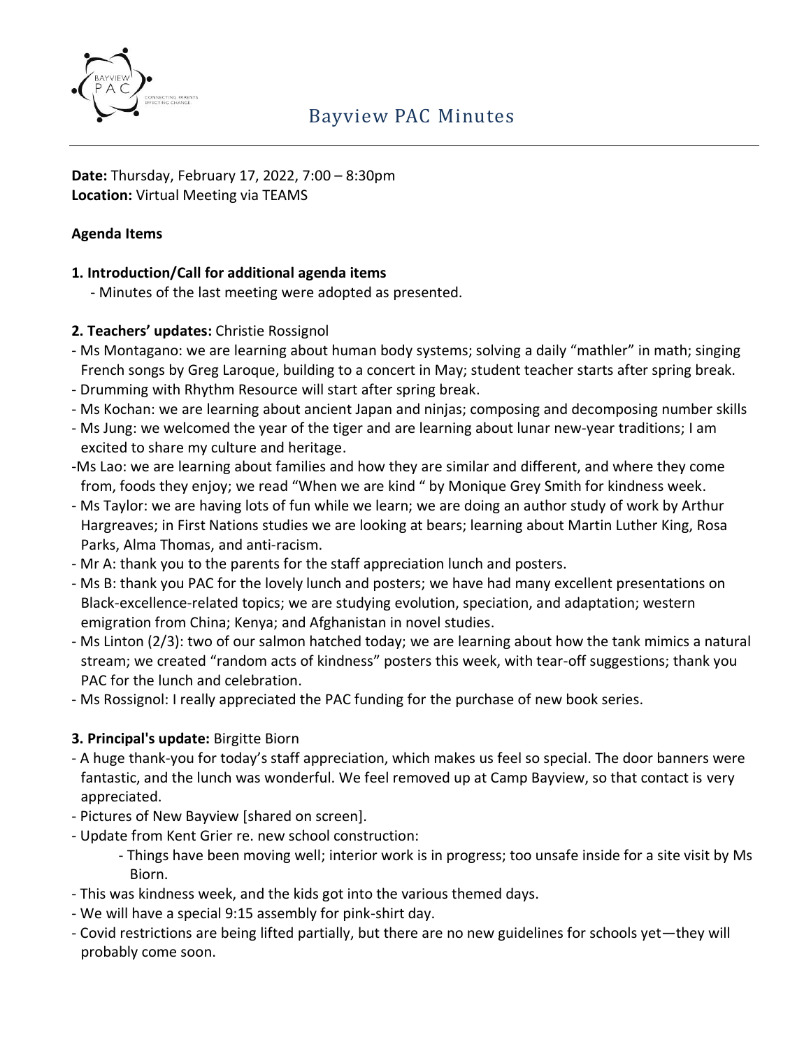# Bayview PAC Minutes

**Date:** Thursday, February 17, 2022, 7:00 – 8:30pm
**Location:** Virtual Meeting via TEAMS

**Agenda Items**

**1. Introduction/Call for additional agenda items**

- Minutes of the last meeting were adopted as presented.

**2. Teachers' updates:** Christie Rossignol

- Ms Montagano: we are learning about human body systems; solving a daily "mathler" in math; singing French songs by Greg Laroque, building to a concert in May; student teacher starts after spring break.
- Drumming with Rhythm Resource will start after spring break.
- Ms Kochan: we are learning about ancient Japan and ninjas; composing and decomposing number skills
- Ms Jung: we welcomed the year of the tiger and are learning about lunar new-year traditions; I am excited to share my culture and heritage.
- Ms Lao: we are learning about families and how they are similar and different, and where they come from, foods they enjoy; we read "When we are kind " by Monique Grey Smith for kindness week.
- Ms Taylor: we are having lots of fun while we learn; we are doing an author study of work by Arthur Hargreaves; in First Nations studies we are looking at bears; learning about Martin Luther King, Rosa Parks, Alma Thomas, and anti-racism.
- Mr A: thank you to the parents for the staff appreciation lunch and posters.
- Ms B: thank you PAC for the lovely lunch and posters; we have had many excellent presentations on Black-excellence-related topics; we are studying evolution, speciation, and adaptation; western emigration from China; Kenya; and Afghanistan in novel studies.
- Ms Linton (2/3): two of our salmon hatched today; we are learning about how the tank mimics a natural stream; we created "random acts of kindness" posters this week, with tear-off suggestions; thank you PAC for the lunch and celebration.
- Ms Rossignol: I really appreciated the PAC funding for the purchase of new book series.

**3. Principal's update:** Birgitte Biorn

- A huge thank-you for today's staff appreciation, which makes us feel so special. The door banners were fantastic, and the lunch was wonderful. We feel removed up at Camp Bayview, so that contact is very appreciated.
- Pictures of New Bayview [shared on screen].
- Update from Kent Grier re. new school construction:
    - Things have been moving well; interior work is in progress; too unsafe inside for a site visit by Ms Biorn.
- This was kindness week, and the kids got into the various themed days.
- We will have a special 9:15 assembly for pink-shirt day.
- Covid restrictions are being lifted partially, but there are no new guidelines for schools yet—they will probably come soon.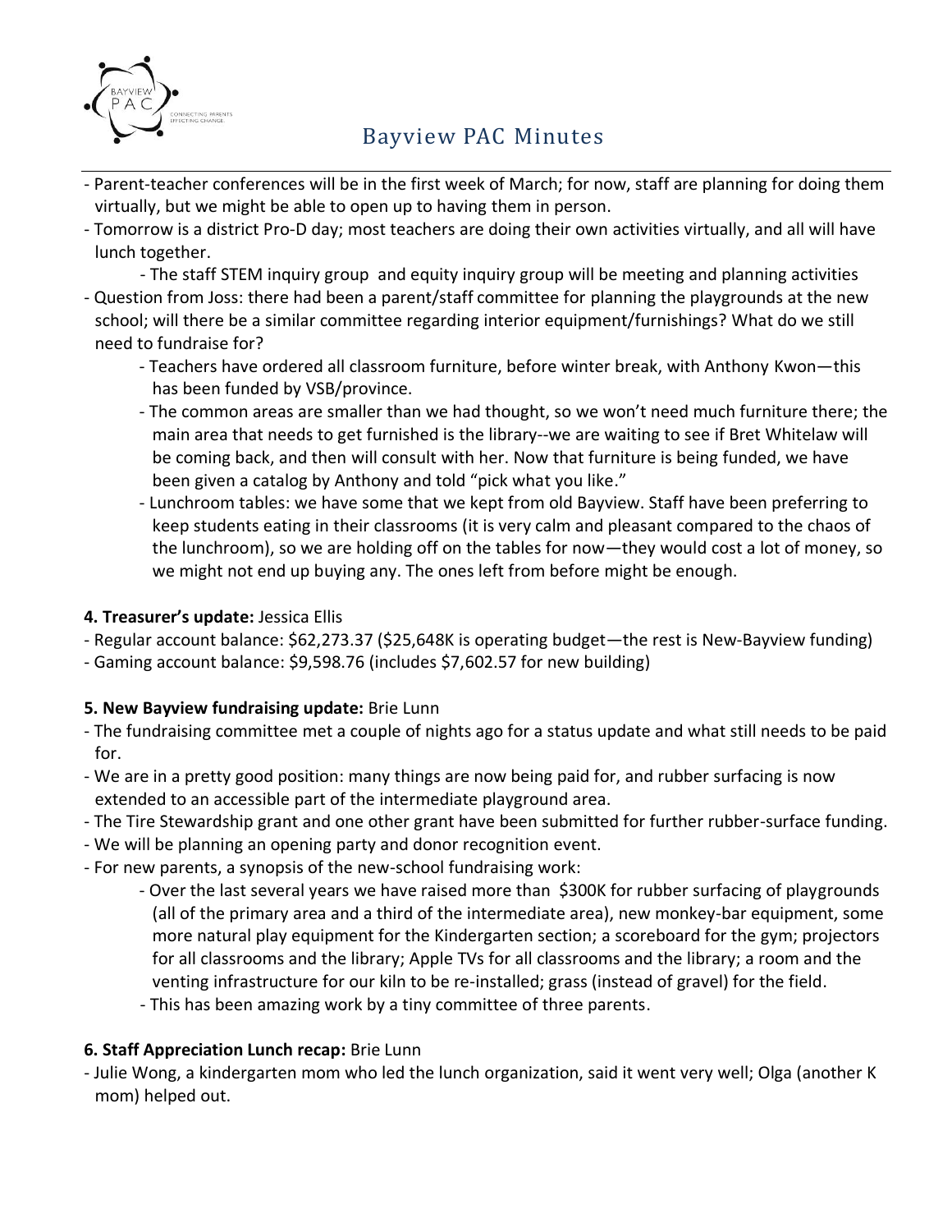- Parent-teacher conferences will be in the first week of March; for now, staff are planning for doing them virtually, but we might be able to open up to having them in person.
- Tomorrow is a district Pro-D day; most teachers are doing their own activities virtually, and all will have lunch together.
    - The staff STEM inquiry group and equity inquiry group will be meeting and planning activities
- Question from Joss: there had been a parent/staff committee for planning the playgrounds at the new school; will there be a similar committee regarding interior equipment/furnishings? What do we still need to fundraise for?
    - Teachers have ordered all classroom furniture, before winter break, with Anthony Kwon—this has been funded by VSB/province.
    - The common areas are smaller than we had thought, so we won't need much furniture there; the main area that needs to get furnished is the library--we are waiting to see if Bret Whitelaw will be coming back, and then will consult with her. Now that furniture is being funded, we have been given a catalog by Anthony and told "pick what you like."
    - Lunchroom tables: we have some that we kept from old Bayview. Staff have been preferring to keep students eating in their classrooms (it is very calm and pleasant compared to the chaos of the lunchroom), so we are holding off on the tables for now—they would cost a lot of money, so we might not end up buying any. The ones left from before might be enough.

**4. Treasurer's update:** Jessica Ellis

- Regular account balance: $62,273.37 ($25,648K is operating budget—the rest is New-Bayview funding)
- Gaming account balance: $9,598.76 (includes $7,602.57 for new building)

**5. New Bayview fundraising update:** Brie Lunn

- The fundraising committee met a couple of nights ago for a status update and what still needs to be paid for.
- We are in a pretty good position: many things are now being paid for, and rubber surfacing is now extended to an accessible part of the intermediate playground area.
- The Tire Stewardship grant and one other grant have been submitted for further rubber-surface funding.
- We will be planning an opening party and donor recognition event.
- For new parents, a synopsis of the new-school fundraising work:
    - Over the last several years we have raised more than $300K for rubber surfacing of playgrounds (all of the primary area and a third of the intermediate area), new monkey-bar equipment, some more natural play equipment for the Kindergarten section; a scoreboard for the gym; projectors for all classrooms and the library; Apple TVs for all classrooms and the library; a room and the venting infrastructure for our kiln to be re-installed; grass (instead of gravel) for the field.
    - This has been amazing work by a tiny committee of three parents.

**6. Staff Appreciation Lunch recap:** Brie Lunn

- Julie Wong, a kindergarten mom who led the lunch organization, said it went very well; Olga (another K mom) helped out.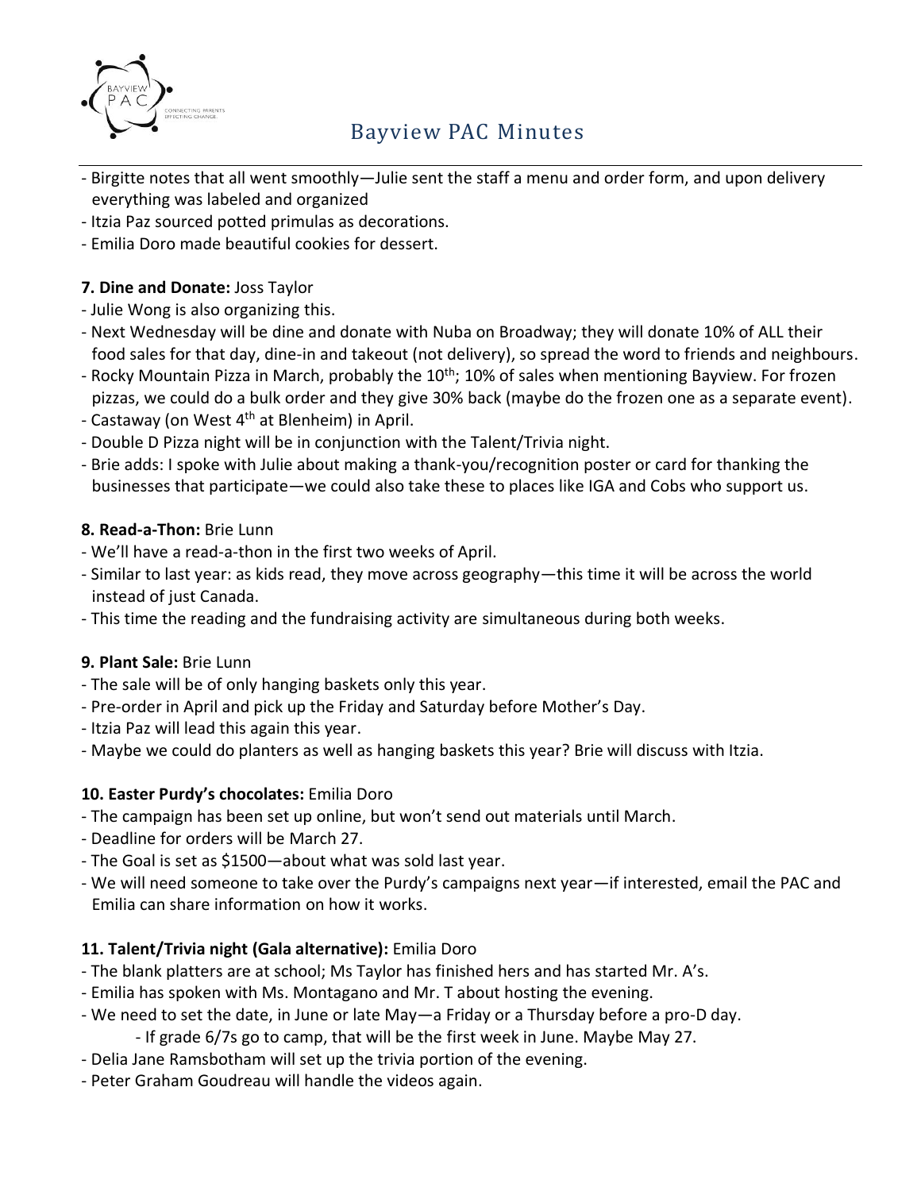- Birgitte notes that all went smoothly—Julie sent the staff a menu and order form, and upon delivery everything was labeled and organized
- Itzia Paz sourced potted primulas as decorations.
- Emilia Doro made beautiful cookies for dessert.

**7. Dine and Donate:** Joss Taylor

- Julie Wong is also organizing this.
- Next Wednesday will be dine and donate with Nuba on Broadway; they will donate 10% of ALL their food sales for that day, dine-in and takeout (not delivery), so spread the word to friends and neighbours.
- Rocky Mountain Pizza in March, probably the 10th; 10% of sales when mentioning Bayview. For frozen pizzas, we could do a bulk order and they give 30% back (maybe do the frozen one as a separate event).
- Castaway (on West 4th at Blenheim) in April.
- Double D Pizza night will be in conjunction with the Talent/Trivia night.
- Brie adds: I spoke with Julie about making a thank-you/recognition poster or card for thanking the businesses that participate—we could also take these to places like IGA and Cobs who support us.

**8. Read-a-Thon:** Brie Lunn

- We'll have a read-a-thon in the first two weeks of April.
- Similar to last year: as kids read, they move across geography—this time it will be across the world instead of just Canada.
- This time the reading and the fundraising activity are simultaneous during both weeks.

**9. Plant Sale:** Brie Lunn

- The sale will be of only hanging baskets only this year.
- Pre-order in April and pick up the Friday and Saturday before Mother's Day.
- Itzia Paz will lead this again this year.
- Maybe we could do planters as well as hanging baskets this year? Brie will discuss with Itzia.

**10. Easter Purdy's chocolates:** Emilia Doro

- The campaign has been set up online, but won't send out materials until March.
- Deadline for orders will be March 27.
- The Goal is set as $1500—about what was sold last year.
- We will need someone to take over the Purdy's campaigns next year—if interested, email the PAC and Emilia can share information on how it works.

**11. Talent/Trivia night (Gala alternative):** Emilia Doro

- The blank platters are at school; Ms Taylor has finished hers and has started Mr. A's.
- Emilia has spoken with Ms. Montagano and Mr. T about hosting the evening.
- We need to set the date, in June or late May—a Friday or a Thursday before a pro-D day.
    - If grade 6/7s go to camp, that will be the first week in June. Maybe May 27.
- Delia Jane Ramsbotham will set up the trivia portion of the evening.
- Peter Graham Goudreau will handle the videos again.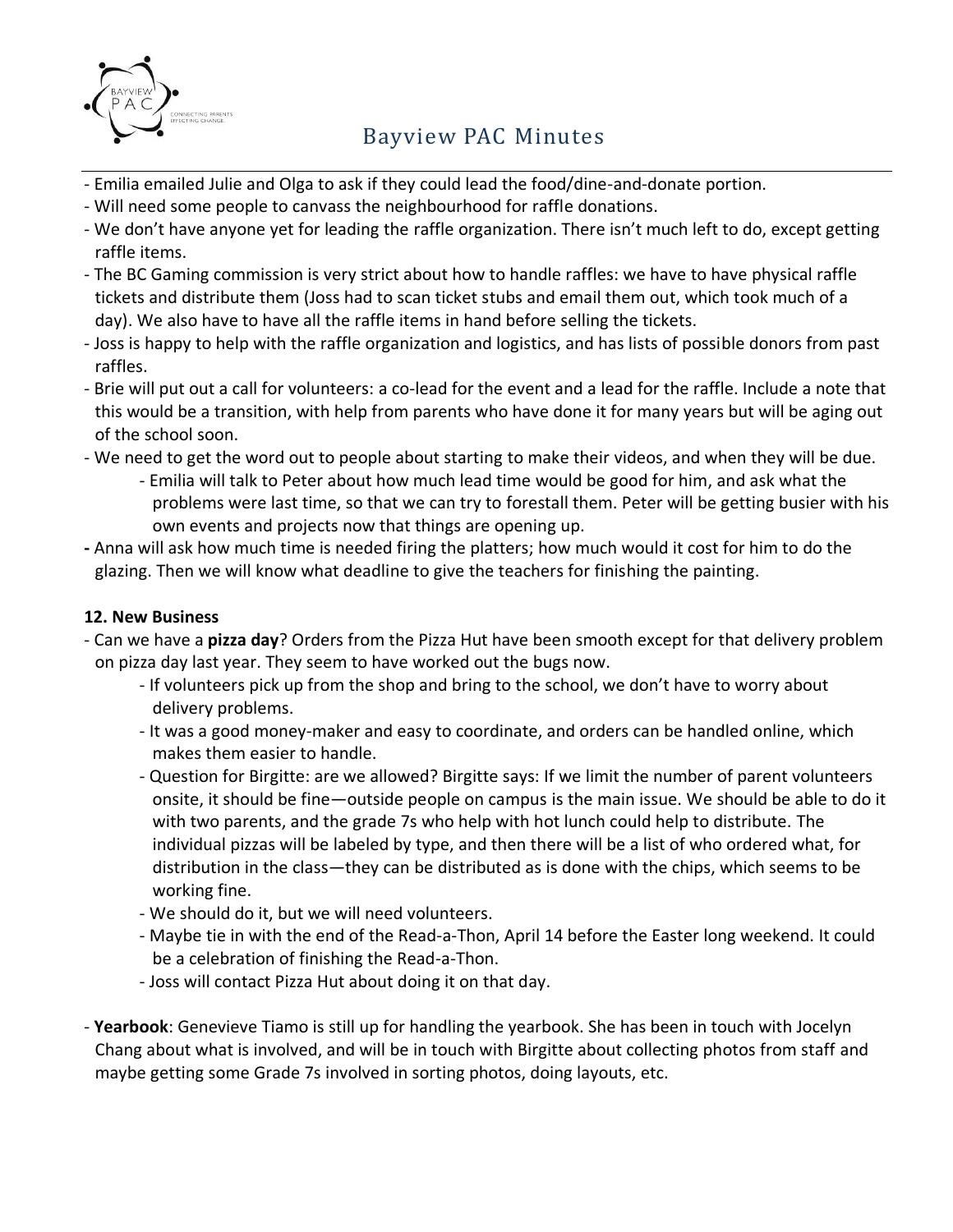- Emilia emailed Julie and Olga to ask if they could lead the food/dine-and-donate portion.
- Will need some people to canvass the neighbourhood for raffle donations.
- We don't have anyone yet for leading the raffle organization. There isn't much left to do, except getting raffle items.
- The BC Gaming commission is very strict about how to handle raffles: we have to have physical raffle tickets and distribute them (Joss had to scan ticket stubs and email them out, which took much of a day). We also have to have all the raffle items in hand before selling the tickets.
- Joss is happy to help with the raffle organization and logistics, and has lists of possible donors from past raffles.
- Brie will put out a call for volunteers: a co-lead for the event and a lead for the raffle. Include a note that this would be a transition, with help from parents who have done it for many years but will be aging out of the school soon.
- We need to get the word out to people about starting to make their videos, and when they will be due.
    - Emilia will talk to Peter about how much lead time would be good for him, and ask what the problems were last time, so that we can try to forestall them. Peter will be getting busier with his own events and projects now that things are opening up.
- Anna will ask how much time is needed firing the platters; how much would it cost for him to do the glazing. Then we will know what deadline to give the teachers for finishing the painting.

**12. New Business**

- Can we have a **pizza day**? Orders from the Pizza Hut have been smooth except for that delivery problem on pizza day last year. They seem to have worked out the bugs now.
    - If volunteers pick up from the shop and bring to the school, we don't have to worry about delivery problems.
    - It was a good money-maker and easy to coordinate, and orders can be handled online, which makes them easier to handle.
    - Question for Birgitte: are we allowed? Birgitte says: If we limit the number of parent volunteers onsite, it should be fine—outside people on campus is the main issue. We should be able to do it with two parents, and the grade 7s who help with hot lunch could help to distribute. The individual pizzas will be labeled by type, and then there will be a list of who ordered what, for distribution in the class—they can be distributed as is done with the chips, which seems to be working fine.
    - We should do it, but we will need volunteers.
    - Maybe tie in with the end of the Read-a-Thon, April 14 before the Easter long weekend. It could be a celebration of finishing the Read-a-Thon.
    - Joss will contact Pizza Hut about doing it on that day.

- **Yearbook**: Genevieve Tiamo is still up for handling the yearbook. She has been in touch with Jocelyn Chang about what is involved, and will be in touch with Birgitte about collecting photos from staff and maybe getting some Grade 7s involved in sorting photos, doing layouts, etc.